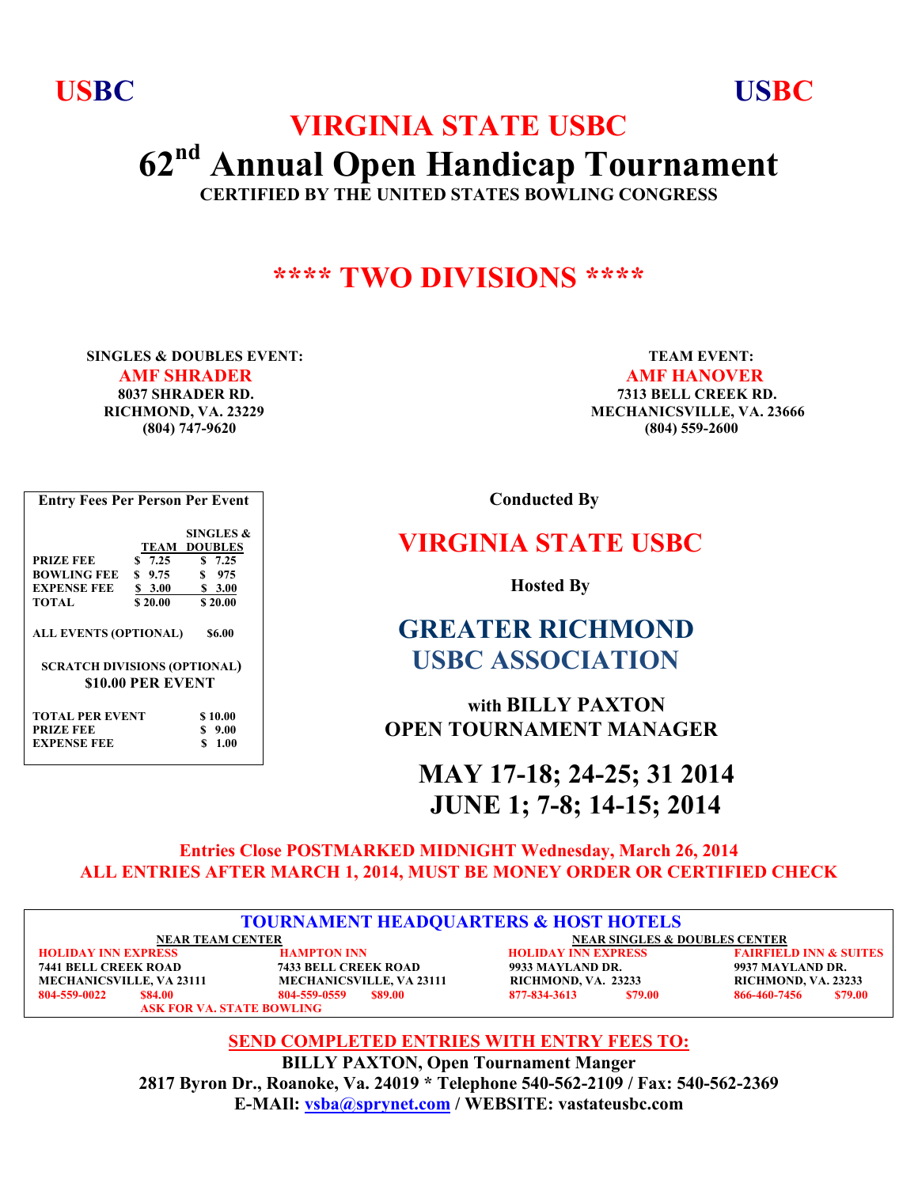USBC USBC

# VIRGINIA STATE USBC

# 62nd Annual Open Handicap Tournament

**CERTIFIED BY THE UNITED STATES BOWLING CONGRESS**

## **** TWO DIVISIONS ****

**SINGLES & DOUBLES EVENT:**
**AMF SHRADER**
**8037 SHRADER RD.**
**RICHMOND, VA. 23229**
**(804) 747-9620**

**TEAM EVENT:**
**AMF HANOVER**
**7313 BELL CREEK RD.**
**MECHANICSVILLE, VA. 23666**
**(804) 559-2600**

**Entry Fees Per Person Per Event**

| | TEAM | SINGLES & DOUBLES |
|---|---|---|
| PRIZE FEE | $ 7.25 | $ 7.25 |
| BOWLING FEE | $ 9.75 | $ 975 |
| EXPENSE FEE | $ 3.00 | $ 3.00 |
| TOTAL | $ 20.00 | $ 20.00 |

**ALL EVENTS (OPTIONAL) $6.00**

**SCRATCH DIVISIONS (OPTIONAL)**
**$10.00 PER EVENT**

| | |
|---|---|
| TOTAL PER EVENT | $ 10.00 |
| PRIZE FEE | $ 9.00 |
| EXPENSE FEE | $ 1.00 |

**Conducted By**

## VIRGINIA STATE USBC

**Hosted By**

## GREATER RICHMOND USBC ASSOCIATION

**with BILLY PAXTON**
**OPEN TOURNAMENT MANAGER**

## MAY 17-18; 24-25; 31 2014
## JUNE 1; 7-8; 14-15; 2014

**Entries Close POSTMARKED MIDNIGHT Wednesday, March 26, 2014**
**ALL ENTRIES AFTER MARCH 1, 2014, MUST BE MONEY ORDER OR CERTIFIED CHECK**

### TOURNAMENT HEADQUARTERS & HOST HOTELS

| NEAR TEAM CENTER | | NEAR SINGLES & DOUBLES CENTER | |
|---|---|---|---|
| HOLIDAY INN EXPRESS | HAMPTON INN | HOLIDAY INN EXPRESS | FAIRFIELD INN & SUITES |
| 7441 BELL CREEK ROAD | 7433 BELL CREEK ROAD | 9933 MAYLAND DR. | 9937 MAYLAND DR. |
| MECHANICSVILLE, VA 23111 | MECHANICSVILLE, VA 23111 | RICHMOND, VA. 23233 | RICHMOND, VA. 23233 |
| 804-559-0022 $84.00 | 804-559-0559 $89.00 | 877-834-3613 $79.00 | 866-460-7456 $79.00 |
| ASK FOR VA. STATE BOWLING | | | |

**SEND COMPLETED ENTRIES WITH ENTRY FEES TO:**

**BILLY PAXTON, Open Tournament Manger**
**2817 Byron Dr., Roanoke, Va. 24019 * Telephone 540-562-2109 / Fax: 540-562-2369**
**E-MAIL: vsba@sprynet.com / WEBSITE: vastateusbc.com**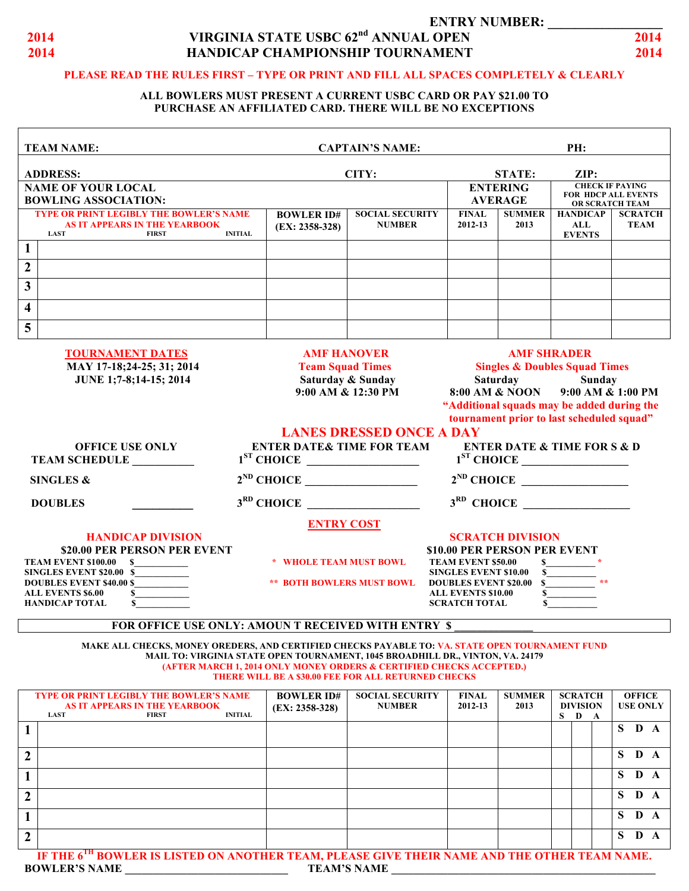ENTRY NUMBER: ________________

# 2014 VIRGINIA STATE USBC 62nd ANNUAL OPEN HANDICAP CHAMPIONSHIP TOURNAMENT 2014

**PLEASE READ THE RULES FIRST – TYPE OR PRINT AND FILL ALL SPACES COMPLETELY & CLEARLY**

**ALL BOWLERS MUST PRESENT A CURRENT USBC CARD OR PAY $21.00 TO PURCHASE AN AFFILIATED CARD. THERE WILL BE NO EXCEPTIONS**

**TEAM NAME:** **CAPTAIN'S NAME:** **PH:**

**ADDRESS:** **CITY:** **STATE:** **ZIP:**

| NAME OF YOUR LOCAL BOWLING ASSOCIATION: | | | ENTERING AVERAGE | | CHECK IF PAYING FOR HDCP ALL EVENTS OR SCRATCH TEAM | | |
|---|---|---|---|---|---|---|---|
| | TYPE OR PRINT LEGIBLY THE BOWLER'S NAME AS IT APPEARS IN THE YEARBOOK (LAST / FIRST / INITIAL) | BOWLER ID# (EX: 2358-328) | SOCIAL SECURITY NUMBER | FINAL 2012-13 | SUMMER 2013 | HANDICAP ALL EVENTS | SCRATCH TEAM |
| 1 | | | | | | | |
| 2 | | | | | | | |
| 3 | | | | | | | |
| 4 | | | | | | | |
| 5 | | | | | | | |

**TOURNAMENT DATES**
MAY 17-18;24-25; 31; 2014
JUNE 1;7-8;14-15; 2014

**AMF HANOVER**
Team Squad Times
Saturday & Sunday
9:00 AM & 12:30 PM

**AMF SHRADER**
Singles & Doubles Squad Times
Saturday: 8:00 AM & NOON
Sunday: 9:00 AM & 1:00 PM
"Additional squads may be added during the tournament prior to last scheduled squad"

**LANES DRESSED ONCE A DAY**

| OFFICE USE ONLY | ENTER DATE& TIME FOR TEAM | ENTER DATE & TIME FOR S & D |
|---|---|---|
| TEAM SCHEDULE __________ | 1ST CHOICE ___________________ | 1ST CHOICE ___________________ |
| SINGLES & | 2ND CHOICE ___________________ | 2ND CHOICE ___________________ |
| DOUBLES __________ | 3RD CHOICE ___________________ | 3RD CHOICE ___________________ |

**ENTRY COST**

**HANDICAP DIVISION**
**$20.00 PER PERSON PER EVENT**
- TEAM EVENT $100.00 $___________
- SINGLES EVENT $20.00 $___________
- DOUBLES EVENT $40.00 $___________
- ALL EVENTS $6.00 $___________
- HANDICAP TOTAL $___________

\* WHOLE TEAM MUST BOWL
\*\* BOTH BOWLERS MUST BOWL

**SCRATCH DIVISION**
**$10.00 PER PERSON PER EVENT**
- TEAM EVENT $50.00 $__________ *
- SINGLES EVENT $10.00 $__________
- DOUBLES EVENT $20.00 $__________ **
- ALL EVENTS $10.00 $__________
- SCRATCH TOTAL $__________

**FOR OFFICE USE ONLY: AMOUN T RECEIVED WITH ENTRY $ _____________**

MAKE ALL CHECKS, MONEY OREDERS, AND CERTIFIED CHECKS PAYABLE TO: VA. STATE OPEN TOURNAMENT FUND
MAIL TO: VIRGINIA STATE OPEN TOURNAMENT, 1045 BROADHILL DR., VINTON, VA. 24179
(AFTER MARCH 1, 2014 ONLY MONEY ORDERS & CERTIFIED CHECKS ACCEPTED.)
THERE WILL BE A $30.00 FEE FOR ALL RETURNED CHECKS

| | TYPE OR PRINT LEGIBLY THE BOWLER'S NAME AS IT APPEARS IN THE YEARBOOK (LAST / FIRST / INITIAL) | BOWLER ID# (EX: 2358-328) | SOCIAL SECURITY NUMBER | FINAL 2012-13 | SUMMER 2013 | SCRATCH DIVISION S | D | A | OFFICE USE ONLY |
|---|---|---|---|---|---|---|---|---|---|
| 1 | | | | | | | | | S D A |
| 2 | | | | | | | | | S D A |
| 1 | | | | | | | | | S D A |
| 2 | | | | | | | | | S D A |
| 1 | | | | | | | | | S D A |
| 2 | | | | | | | | | S D A |

**IF THE 6TH BOWLER IS LISTED ON ANOTHER TEAM, PLEASE GIVE THEIR NAME AND THE OTHER TEAM NAME.**

**BOWLER'S NAME** ____________________________ **TEAM'S NAME** ____________________________________________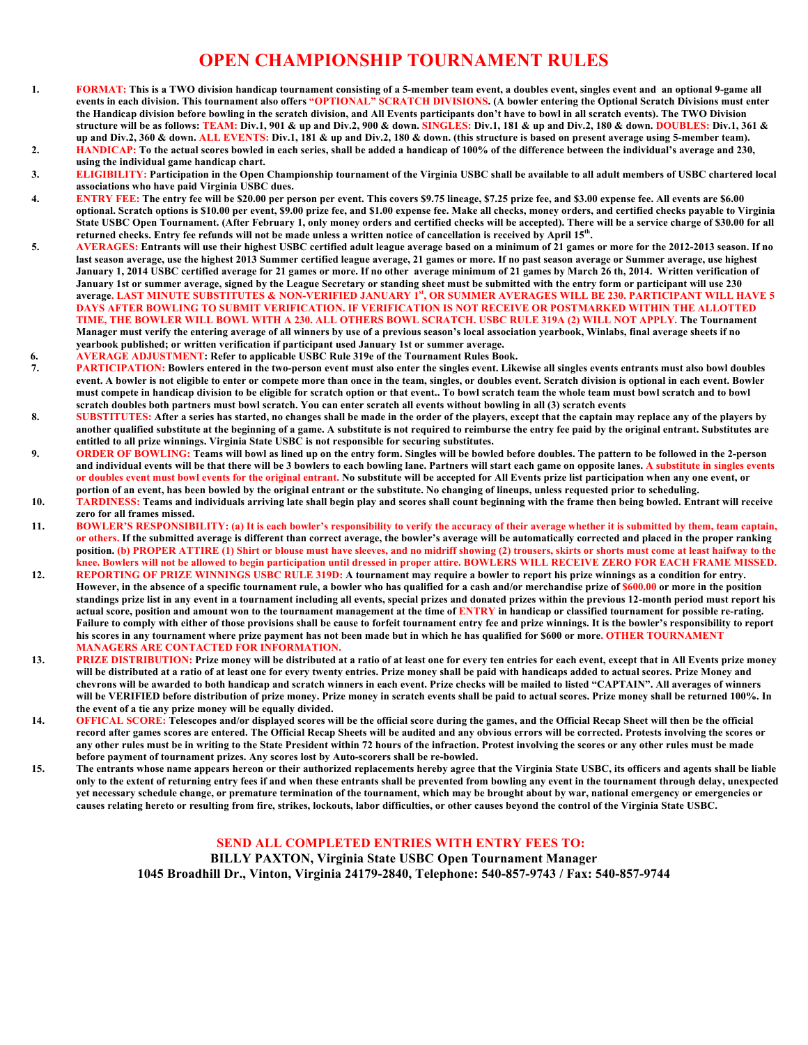# OPEN CHAMPIONSHIP TOURNAMENT RULES

1. **FORMAT: This is a TWO division handicap tournament consisting of a 5-member team event, a doubles event, singles event and an optional 9-game all events in each division. This tournament also offers "OPTIONAL" SCRATCH DIVISIONS. (A bowler entering the Optional Scratch Divisions must enter the Handicap division before bowling in the scratch division, and All Events participants don't have to bowl in all scratch events). The TWO Division structure will be as follows: TEAM: Div.1, 901 & up and Div.2, 900 & down. SINGLES: Div.1, 181 & up and Div.2, 180 & down. DOUBLES: Div.1, 361 & up and Div.2, 360 & down. ALL EVENTS: Div.1, 181 & up and Div.2, 180 & down. (this structure is based on present average using 5-member team).**
2. **HANDICAP: To the actual scores bowled in each series, shall be added a handicap of 100% of the difference between the individual's average and 230, using the individual game handicap chart.**
3. **ELIGIBILITY: Participation in the Open Championship tournament of the Virginia USBC shall be available to all adult members of USBC chartered local associations who have paid Virginia USBC dues.**
4. **ENTRY FEE: The entry fee will be $20.00 per person per event. This covers $9.75 lineage, $7.25 prize fee, and $3.00 expense fee. All events are $6.00 optional. Scratch options is $10.00 per event, $9.00 prize fee, and $1.00 expense fee. Make all checks, money orders, and certified checks payable to Virginia State USBC Open Tournament. (After February 1, only money orders and certified checks will be accepted). There will be a service charge of $30.00 for all returned checks. Entry fee refunds will not be made unless a written notice of cancellation is received by April 15th.**
5. **AVERAGES: Entrants will use their highest USBC certified adult league average based on a minimum of 21 games or more for the 2012-2013 season. If no last season average, use the highest 2013 Summer certified league average, 21 games or more. If no past season average or Summer average, use highest January 1, 2014 USBC certified average for 21 games or more. If no other average minimum of 21 games by March 26 th, 2014. Written verification of January 1st or summer average, signed by the League Secretary or standing sheet must be submitted with the entry form or participant will use 230 average. LAST MINUTE SUBSTITUTES & NON-VERIFIED JANUARY 1st, OR SUMMER AVERAGES WILL BE 230. PARTICIPANT WILL HAVE 5 DAYS AFTER BOWLING TO SUBMIT VERIFICATION. IF VERIFICATION IS NOT RECEIVE OR POSTMARKED WITHIN THE ALLOTTED TIME, THE BOWLER WILL BOWL WITH A 230. ALL OTHERS BOWL SCRATCH. USBC RULE 319A (2) WILL NOT APPLY. The Tournament Manager must verify the entering average of all winners by use of a previous season's local association yearbook, Winlabs, final average sheets if no yearbook published; or written verification if participant used January 1st or summer average.**
6. **AVERAGE ADJUSTMENT: Refer to applicable USBC Rule 319e of the Tournament Rules Book.**
7. **PARTICIPATION: Bowlers entered in the two-person event must also enter the singles event. Likewise all singles events entrants must also bowl doubles event. A bowler is not eligible to enter or compete more than once in the team, singles, or doubles event. Scratch division is optional in each event. Bowler must compete in handicap division to be eligible for scratch option or that event.. To bowl scratch team the whole team must bowl scratch and to bowl scratch doubles both partners must bowl scratch. You can enter scratch all events without bowling in all (3) scratch events**
8. **SUBSTITUTES: After a series has started, no changes shall be made in the order of the players, except that the captain may replace any of the players by another qualified substitute at the beginning of a game. A substitute is not required to reimburse the entry fee paid by the original entrant. Substitutes are entitled to all prize winnings. Virginia State USBC is not responsible for securing substitutes.**
9. **ORDER OF BOWLING: Teams will bowl as lined up on the entry form. Singles will be bowled before doubles. The pattern to be followed in the 2-person and individual events will be that there will be 3 bowlers to each bowling lane. Partners will start each game on opposite lanes. A substitute in singles events or doubles event must bowl events for the original entrant. No substitute will be accepted for All Events prize list participation when any one event, or portion of an event, has been bowled by the original entrant or the substitute. No changing of lineups, unless requested prior to scheduling.**
10. **TARDINESS: Teams and individuals arriving late shall begin play and scores shall count beginning with the frame then being bowled. Entrant will receive zero for all frames missed.**
11. **BOWLER'S RESPONSIBILITY: (a) It is each bowler's responsibility to verify the accuracy of their average whether it is submitted by them, team captain, or others. If the submitted average is different than correct average, the bowler's average will be automatically corrected and placed in the proper ranking position. (b) PROPER ATTIRE (1) Shirt or blouse must have sleeves, and no midriff showing (2) trousers, skirts or shorts must come at least haifway to the knee. Bowlers will not be allowed to begin participation until dressed in proper attire. BOWLERS WILL RECEIVE ZERO FOR EACH FRAME MISSED.**
12. **REPORTING OF PRIZE WINNINGS USBC RULE 319D: A tournament may require a bowler to report his prize winnings as a condition for entry. However, in the absence of a specific tournament rule, a bowler who has qualified for a cash and/or merchandise prize of $600.00 or more in the position standings prize list in any event in a tournament including all events, special prizes and donated prizes within the previous 12-month period must report his actual score, position and amount won to the tournament management at the time of ENTRY in handicap or classified tournament for possible re-rating. Failure to comply with either of those provisions shall be cause to forfeit tournament entry fee and prize winnings. It is the bowler's responsibility to report his scores in any tournament where prize payment has not been made but in which he has qualified for $600 or more. OTHER TOURNAMENT MANAGERS ARE CONTACTED FOR INFORMATION.**
13. **PRIZE DISTRIBUTION: Prize money will be distributed at a ratio of at least one for every ten entries for each event, except that in All Events prize money will be distributed at a ratio of at least one for every twenty entries. Prize money shall be paid with handicaps added to actual scores. Prize Money and chevrons will be awarded to both handicap and scratch winners in each event. Prize checks will be mailed to listed "CAPTAIN". All averages of winners will be VERIFIED before distribution of prize money. Prize money in scratch events shall be paid to actual scores. Prize money shall be returned 100%. In the event of a tie any prize money will be equally divided.**
14. **OFFICAL SCORE: Telescopes and/or displayed scores will be the official score during the games, and the Official Recap Sheet will then be the official record after games scores are entered. The Official Recap Sheets will be audited and any obvious errors will be corrected. Protests involving the scores or any other rules must be in writing to the State President within 72 hours of the infraction. Protest involving the scores or any other rules must be made before payment of tournament prizes. Any scores lost by Auto-scorers shall be re-bowled.**
15. **The entrants whose name appears hereon or their authorized replacements hereby agree that the Virginia State USBC, its officers and agents shall be liable only to the extent of returning entry fees if and when these entrants shall be prevented from bowling any event in the tournament through delay, unexpected yet necessary schedule change, or premature termination of the tournament, which may be brought about by war, national emergency or emergencies or causes relating hereto or resulting from fire, strikes, lockouts, labor difficulties, or other causes beyond the control of the Virginia State USBC.**

**SEND ALL COMPLETED ENTRIES WITH ENTRY FEES TO:**

**BILLY PAXTON, Virginia State USBC Open Tournament Manager**

**1045 Broadhill Dr., Vinton, Virginia 24179-2840, Telephone: 540-857-9743 / Fax: 540-857-9744**